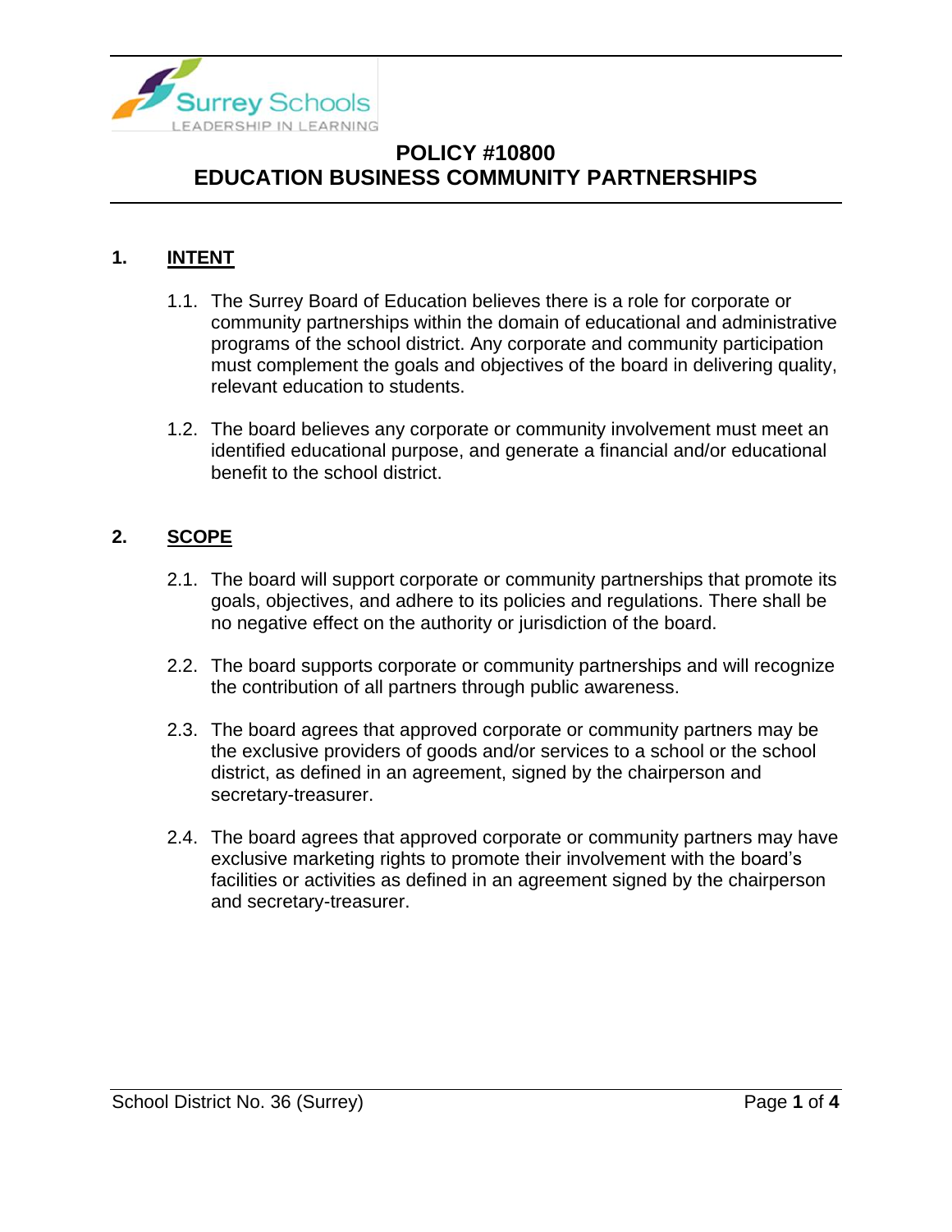# POLICY #10800
# EDUCATION BUSINESS COMMUNITY PARTNERSHIPS

## 1. INTENT

1.1. The Surrey Board of Education believes there is a role for corporate or community partnerships within the domain of educational and administrative programs of the school district. Any corporate and community participation must complement the goals and objectives of the board in delivering quality, relevant education to students.

1.2. The board believes any corporate or community involvement must meet an identified educational purpose, and generate a financial and/or educational benefit to the school district.

## 2. SCOPE

2.1. The board will support corporate or community partnerships that promote its goals, objectives, and adhere to its policies and regulations. There shall be no negative effect on the authority or jurisdiction of the board.

2.2. The board supports corporate or community partnerships and will recognize the contribution of all partners through public awareness.

2.3. The board agrees that approved corporate or community partners may be the exclusive providers of goods and/or services to a school or the school district, as defined in an agreement, signed by the chairperson and secretary-treasurer.

2.4. The board agrees that approved corporate or community partners may have exclusive marketing rights to promote their involvement with the board's facilities or activities as defined in an agreement signed by the chairperson and secretary-treasurer.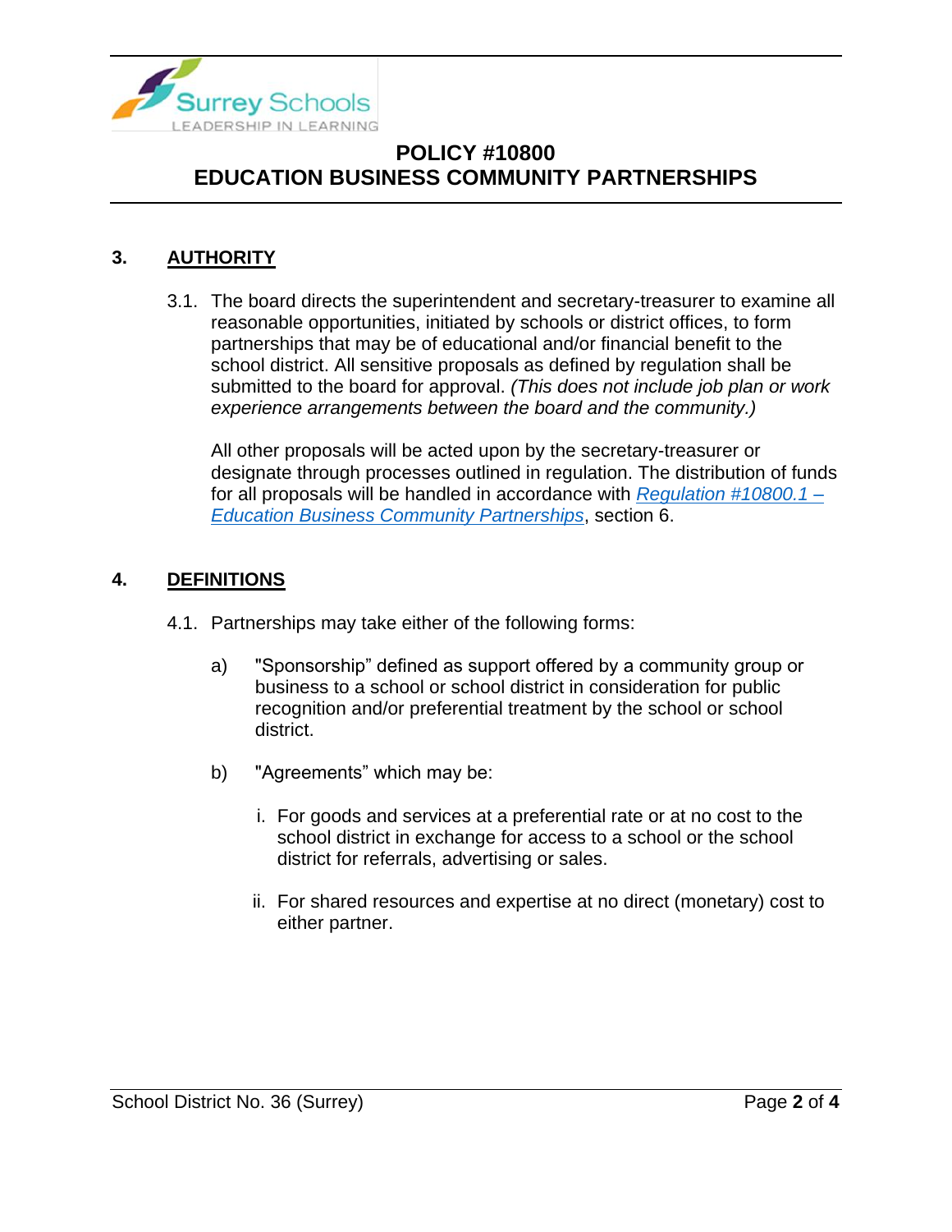## 3. AUTHORITY

3.1. The board directs the superintendent and secretary-treasurer to examine all reasonable opportunities, initiated by schools or district offices, to form partnerships that may be of educational and/or financial benefit to the school district. All sensitive proposals as defined by regulation shall be submitted to the board for approval. *(This does not include job plan or work experience arrangements between the board and the community.)*

All other proposals will be acted upon by the secretary-treasurer or designate through processes outlined in regulation. The distribution of funds for all proposals will be handled in accordance with *Regulation #10800.1 – Education Business Community Partnerships*, section 6.

## 4. DEFINITIONS

4.1. Partnerships may take either of the following forms:

a) "Sponsorship" defined as support offered by a community group or business to a school or school district in consideration for public recognition and/or preferential treatment by the school or school district.

b) "Agreements" which may be:

  i. For goods and services at a preferential rate or at no cost to the school district in exchange for access to a school or the school district for referrals, advertising or sales.

  ii. For shared resources and expertise at no direct (monetary) cost to either partner.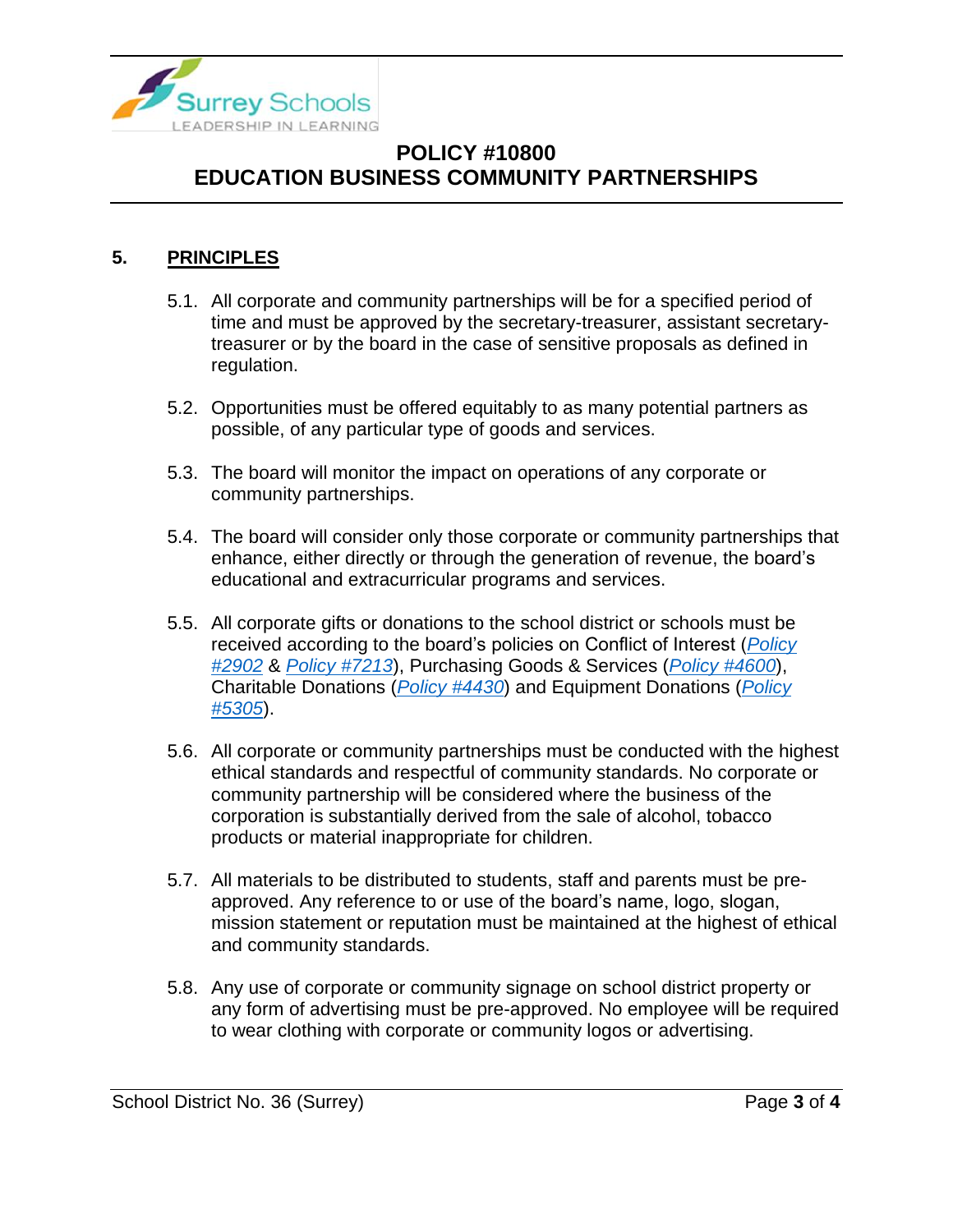## 5. PRINCIPLES

5.1. All corporate and community partnerships will be for a specified period of time and must be approved by the secretary-treasurer, assistant secretary-treasurer or by the board in the case of sensitive proposals as defined in regulation.

5.2. Opportunities must be offered equitably to as many potential partners as possible, of any particular type of goods and services.

5.3. The board will monitor the impact on operations of any corporate or community partnerships.

5.4. The board will consider only those corporate or community partnerships that enhance, either directly or through the generation of revenue, the board's educational and extracurricular programs and services.

5.5. All corporate gifts or donations to the school district or schools must be received according to the board's policies on Conflict of Interest (*Policy #2902* & *Policy #7213*), Purchasing Goods & Services (*Policy #4600*), Charitable Donations (*Policy #4430*) and Equipment Donations (*Policy #5305*).

5.6. All corporate or community partnerships must be conducted with the highest ethical standards and respectful of community standards. No corporate or community partnership will be considered where the business of the corporation is substantially derived from the sale of alcohol, tobacco products or material inappropriate for children.

5.7. All materials to be distributed to students, staff and parents must be pre-approved. Any reference to or use of the board's name, logo, slogan, mission statement or reputation must be maintained at the highest of ethical and community standards.

5.8. Any use of corporate or community signage on school district property or any form of advertising must be pre-approved. No employee will be required to wear clothing with corporate or community logos or advertising.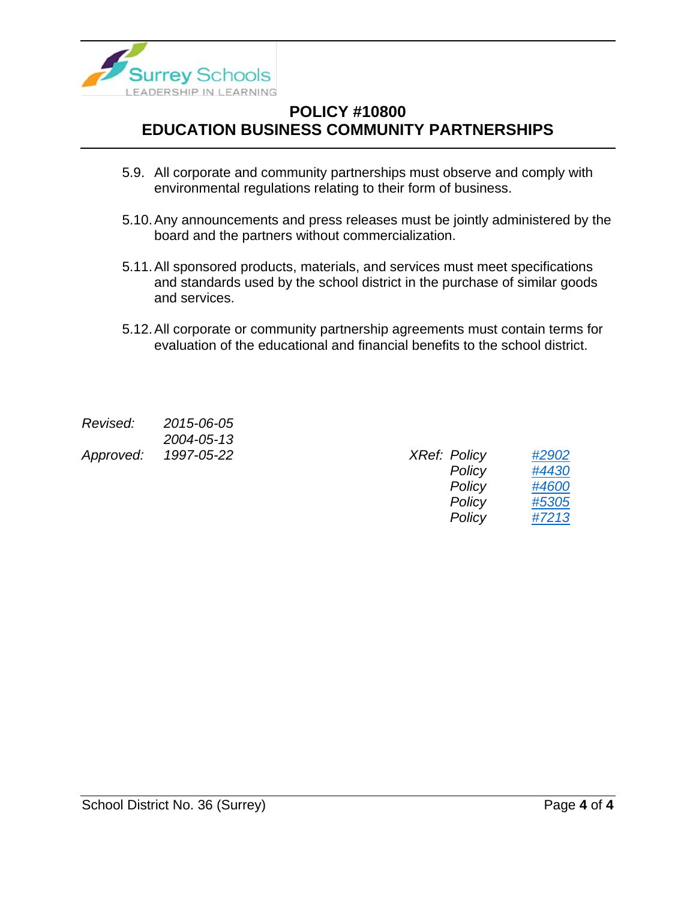5.9. All corporate and community partnerships must observe and comply with environmental regulations relating to their form of business.

5.10. Any announcements and press releases must be jointly administered by the board and the partners without commercialization.

5.11. All sponsored products, materials, and services must meet specifications and standards used by the school district in the purchase of similar goods and services.

5.12. All corporate or community partnership agreements must contain terms for evaluation of the educational and financial benefits to the school district.

*Revised:* *2015-06-05*
*2004-05-13*
*Approved:* *1997-05-22*

*XRef: Policy #2902*
*Policy #4430*
*Policy #4600*
*Policy #5305*
*Policy #7213*